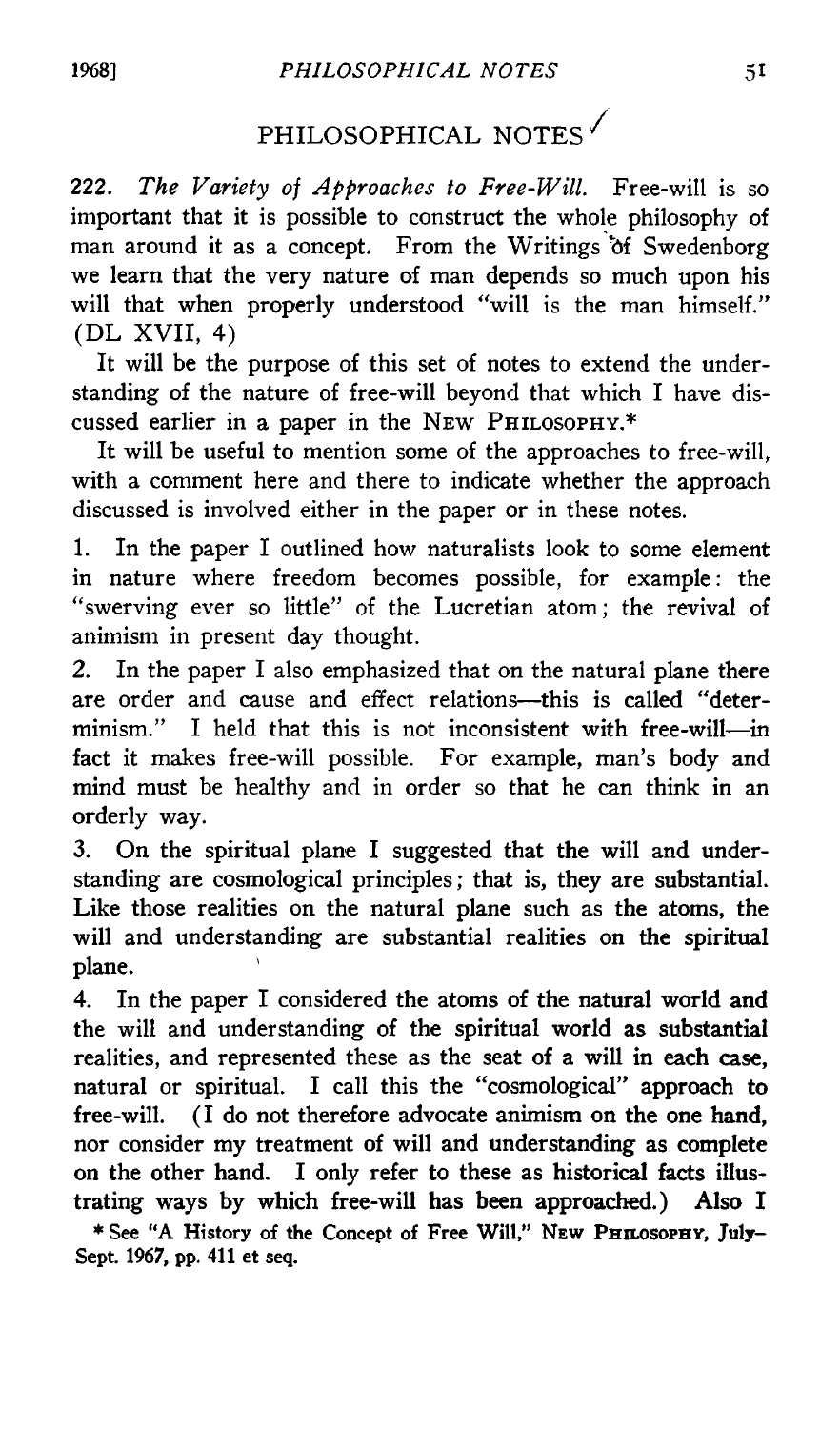# PHILOSOPHICAL NOTES

222. *The Variety of Approaches to Free-Will.* Free-will is so important that it is possible to construct the whole philosophy of man around it as a concept. From the Writings of Swedenborg we learn that the very nature of man depends so much upon his will that when properly understood "will is the man himself." (DL XVII, 4)

It will be the purpose of this set of notes to extend the understanding of the nature of free-will beyond that which I have discussed earlier in a paper in the NEW PHILOSOPHY.*

It will be useful to mention some of the approaches to free-will, with a comment here and there to indicate whether the approach discussed is involved either in the paper or in these notes.

1. In the paper I outlined how naturalists look to some element in nature where freedom becomes possible, for example: the "swerving ever so little" of the Lucretian atom; the revival of animism in present day thought.

2. In the paper I also emphasized that on the natural plane there are order and cause and effect relations—this is called "determinism." I held that this is not inconsistent with free-will—in fact it makes free-will possible. For example, man's body and mind must be healthy and in order so that he can think in an orderly way.

3. On the spiritual plane I suggested that the will and understanding are cosmological principles; that is, they are substantial. Like those realities on the natural plane such as the atoms, the will and understanding are substantial realities on the spiritual plane.

4. In the paper I considered the atoms of the natural world and the will and understanding of the spiritual world as substantial realities, and represented these as the seat of a will in each case, natural or spiritual. I call this the "cosmological" approach to free-will. (I do not therefore advocate animism on the one hand, nor consider my treatment of will and understanding as complete on the other hand. I only refer to these as historical facts illustrating ways by which free-will has been approached.) Also I

* See "A History of the Concept of Free Will," NEW PHILOSOPHY, July–Sept. 1967, pp. 411 et seq.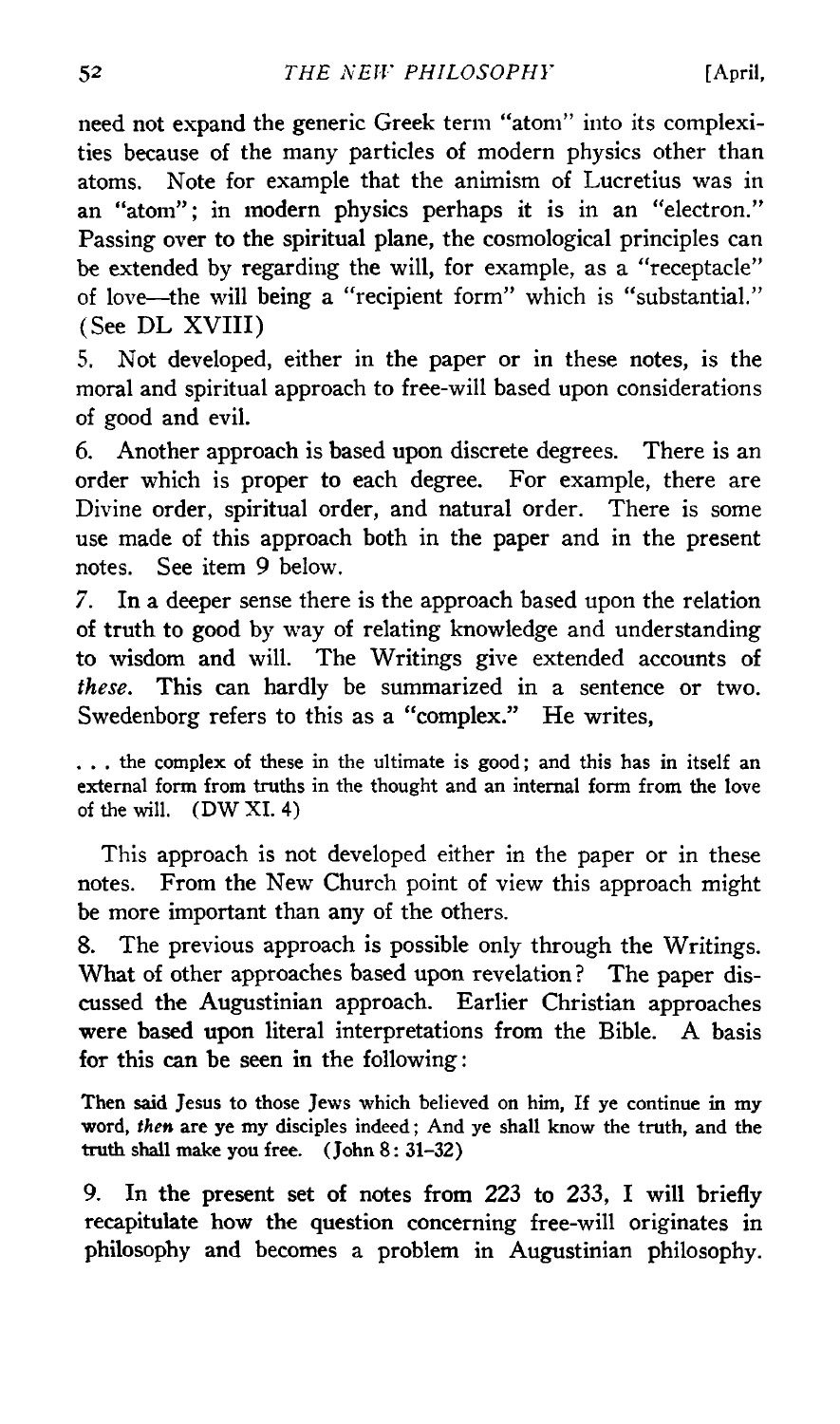need not expand the generic Greek term "atom" into its complexities because of the many particles of modern physics other than atoms. Note for example that the animism of Lucretius was in an "atom"; in modern physics perhaps it is in an "electron." Passing over to the spiritual plane, the cosmological principles can be extended by regarding the will, for example, as a "receptacle" of love—the will being a "recipient form" which is "substantial." (See DL XVIII)

5. Not developed, either in the paper or in these notes, is the moral and spiritual approach to free-will based upon considerations of good and evil.

6. Another approach is based upon discrete degrees. There is an order which is proper to each degree. For example, there are Divine order, spiritual order, and natural order. There is some use made of this approach both in the paper and in the present notes. See item 9 below.

7. In a deeper sense there is the approach based upon the relation of truth to good by way of relating knowledge and understanding to wisdom and will. The Writings give extended accounts of *these*. This can hardly be summarized in a sentence or two. Swedenborg refers to this as a "complex." He writes,

> . . . the complex of these in the ultimate is good; and this has in itself an external form from truths in the thought and an internal form from the love of the will. (DW XI. 4)

This approach is not developed either in the paper or in these notes. From the New Church point of view this approach might be more important than any of the others.

8. The previous approach is possible only through the Writings. What of other approaches based upon revelation? The paper discussed the Augustinian approach. Earlier Christian approaches were based upon literal interpretations from the Bible. A basis for this can be seen in the following:

> Then said Jesus to those Jews which believed on him, If ye continue in my word, *then* are ye my disciples indeed; And ye shall know the truth, and the truth shall make you free. (John 8: 31-32)

9. In the present set of notes from 223 to 233, I will briefly recapitulate how the question concerning free-will originates in philosophy and becomes a problem in Augustinian philosophy.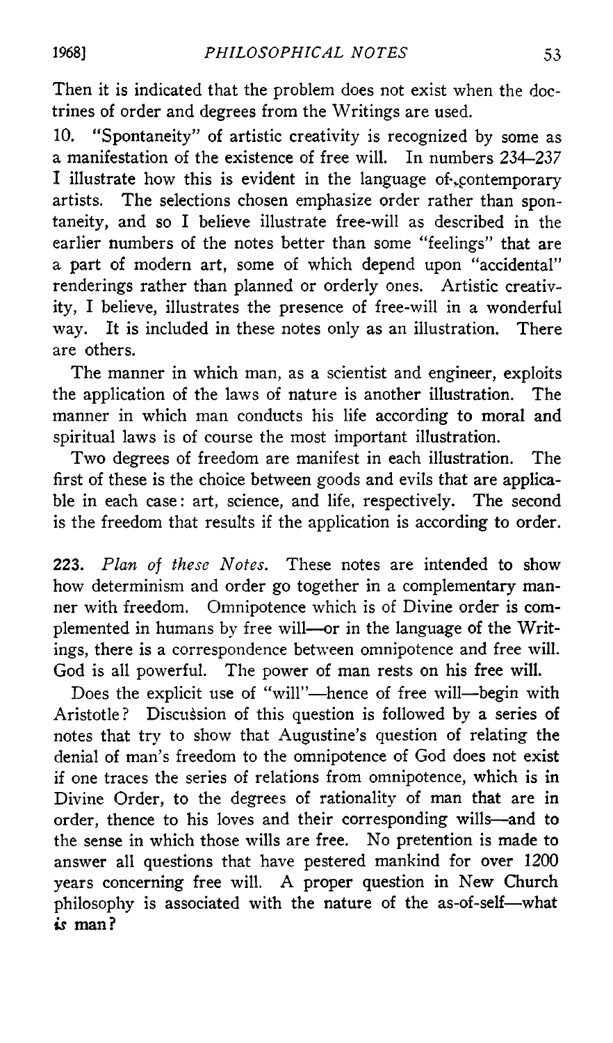Then it is indicated that the problem does not exist when the doctrines of order and degrees from the Writings are used.

10. "Spontaneity" of artistic creativity is recognized by some as a manifestation of the existence of free will. In numbers 234–237 I illustrate how this is evident in the language of contemporary artists. The selections chosen emphasize order rather than spontaneity, and so I believe illustrate free-will as described in the earlier numbers of the notes better than some "feelings" that are a part of modern art, some of which depend upon "accidental" renderings rather than planned or orderly ones. Artistic creativity, I believe, illustrates the presence of free-will in a wonderful way. It is included in these notes only as an illustration. There are others.

The manner in which man, as a scientist and engineer, exploits the application of the laws of nature is another illustration. The manner in which man conducts his life according to moral and spiritual laws is of course the most important illustration.

Two degrees of freedom are manifest in each illustration. The first of these is the choice between goods and evils that are applicable in each case: art, science, and life, respectively. The second is the freedom that results if the application is according to order.

**223.** *Plan of these Notes.* These notes are intended to show how determinism and order go together in a complementary manner with freedom. Omnipotence which is of Divine order is complemented in humans by free will—or in the language of the Writings, there is a correspondence between omnipotence and free will. God is all powerful. The power of man rests on his free will.

Does the explicit use of "will"—hence of free will—begin with Aristotle? Discussion of this question is followed by a series of notes that try to show that Augustine's question of relating the denial of man's freedom to the omnipotence of God does not exist if one traces the series of relations from omnipotence, which is in Divine Order, to the degrees of rationality of man that are in order, thence to his loves and their corresponding wills—and to the sense in which those wills are free. No pretention is made to answer all questions that have pestered mankind for over 1200 years concerning free will. A proper question in New Church philosophy is associated with the nature of the as-of-self—what *is* man?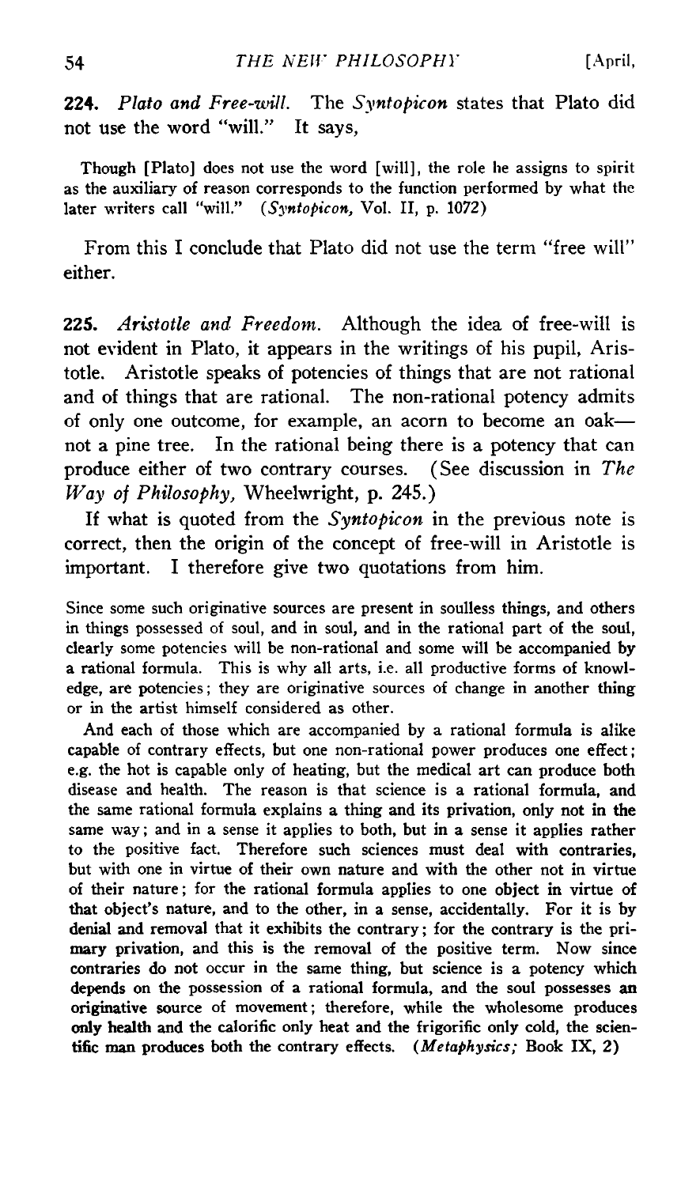**224.** *Plato and Free-will.* The *Syntopicon* states that Plato did not use the word "will." It says,

> Though [Plato] does not use the word [will], the role he assigns to spirit as the auxiliary of reason corresponds to the function performed by what the later writers call "will." (*Syntopicon,* Vol. II, p. 1072)

From this I conclude that Plato did not use the term "free will" either.

**225.** *Aristotle and Freedom.* Although the idea of free-will is not evident in Plato, it appears in the writings of his pupil, Aristotle. Aristotle speaks of potencies of things that are not rational and of things that are rational. The non-rational potency admits of only one outcome, for example, an acorn to become an oak—not a pine tree. In the rational being there is a potency that can produce either of two contrary courses. (See discussion in *The Way of Philosophy,* Wheelwright, p. 245.)

If what is quoted from the *Syntopicon* in the previous note is correct, then the origin of the concept of free-will in Aristotle is important. I therefore give two quotations from him.

> Since some such originative sources are present in soulless things, and others in things possessed of soul, and in soul, and in the rational part of the soul, clearly some potencies will be non-rational and some will be accompanied by a rational formula. This is why all arts, i.e. all productive forms of knowledge, are potencies; they are originative sources of change in another thing or in the artist himself considered as other.
>
> And each of those which are accompanied by a rational formula is alike capable of contrary effects, but one non-rational power produces one effect; e.g. the hot is capable only of heating, but the medical art can produce both disease and health. The reason is that science is a rational formula, and the same rational formula explains a thing and its privation, only not in the same way; and in a sense it applies to both, but in a sense it applies rather to the positive fact. Therefore such sciences must deal with contraries, but with one in virtue of their own nature and with the other not in virtue of their nature; for the rational formula applies to one object in virtue of that object's nature, and to the other, in a sense, accidentally. For it is by denial and removal that it exhibits the contrary; for the contrary is the primary privation, and this is the removal of the positive term. Now since contraries do not occur in the same thing, but science is a potency which depends on the possession of a rational formula, and the soul possesses an originative source of movement; therefore, while the wholesome produces only health and the calorific only heat and the frigorific only cold, the scientific man produces both the contrary effects. (*Metaphysics;* Book IX, 2)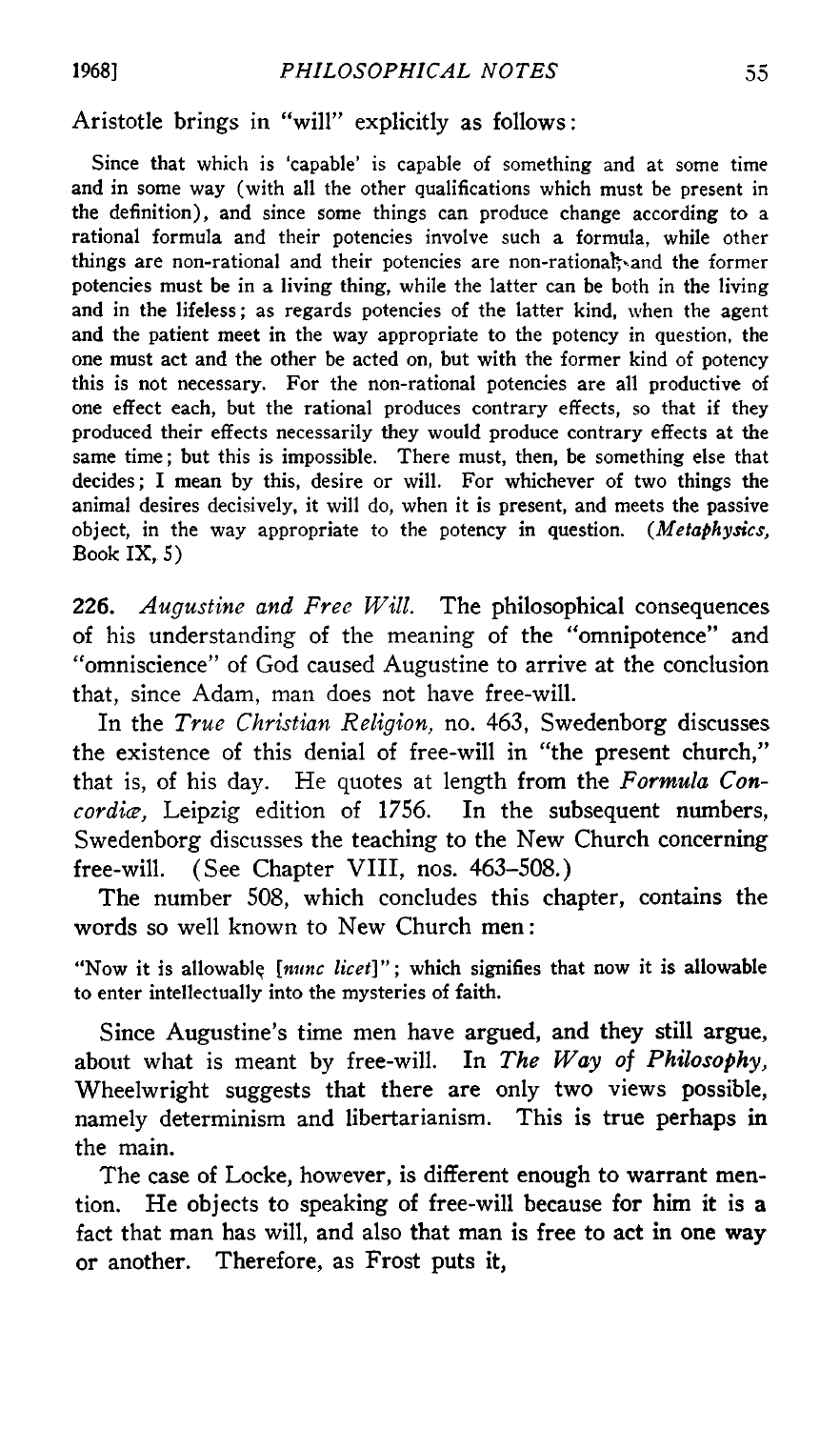Aristotle brings in "will" explicitly as follows:

> Since that which is 'capable' is capable of something and at some time and in some way (with all the other qualifications which must be present in the definition), and since some things can produce change according to a rational formula and their potencies involve such a formula, while other things are non-rational and their potencies are non-rational, and the former potencies must be in a living thing, while the latter can be both in the living and in the lifeless; as regards potencies of the latter kind, when the agent and the patient meet in the way appropriate to the potency in question, the one must act and the other be acted on, but with the former kind of potency this is not necessary. For the non-rational potencies are all productive of one effect each, but the rational produces contrary effects, so that if they produced their effects necessarily they would produce contrary effects at the same time; but this is impossible. There must, then, be something else that decides; I mean by this, desire or will. For whichever of two things the animal desires decisively, it will do, when it is present, and meets the passive object, in the way appropriate to the potency in question. (*Metaphysics*, Book IX, 5)

**226.** *Augustine and Free Will.* The philosophical consequences of his understanding of the meaning of the "omnipotence" and "omniscience" of God caused Augustine to arrive at the conclusion that, since Adam, man does not have free-will.

In the *True Christian Religion,* no. 463, Swedenborg discusses the existence of this denial of free-will in "the present church," that is, of his day. He quotes at length from the *Formula Concordiæ,* Leipzig edition of 1756. In the subsequent numbers, Swedenborg discusses the teaching to the New Church concerning free-will. (See Chapter VIII, nos. 463–508.)

The number 508, which concludes this chapter, contains the words so well known to New Church men:

> "Now it is allowable [*nunc licet*]"; which signifies that now it is allowable to enter intellectually into the mysteries of faith.

Since Augustine's time men have argued, and they still argue, about what is meant by free-will. In *The Way of Philosophy,* Wheelwright suggests that there are only two views possible, namely determinism and libertarianism. This is true perhaps in the main.

The case of Locke, however, is different enough to warrant mention. He objects to speaking of free-will because for him it is a fact that man has will, and also that man is free to act in one way or another. Therefore, as Frost puts it,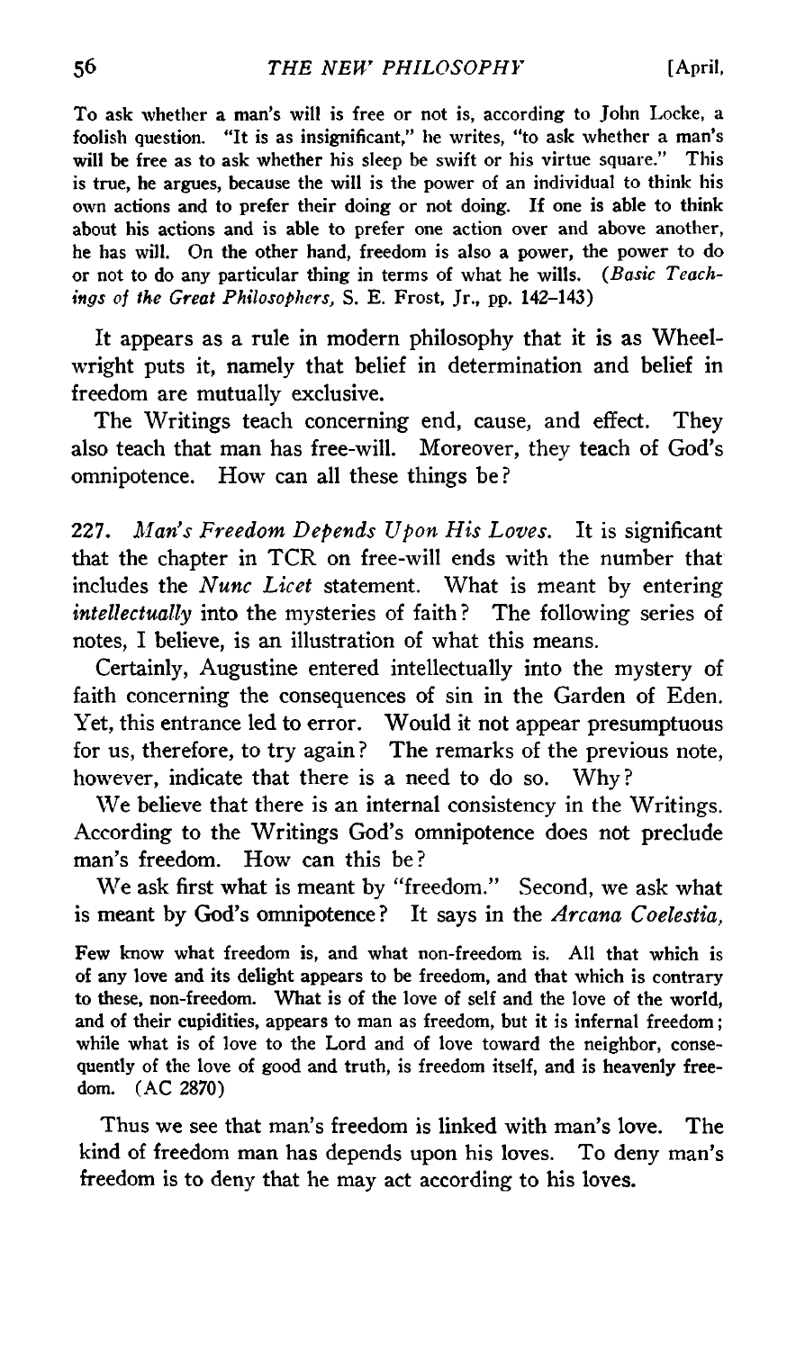To ask whether a man's will is free or not is, according to John Locke, a foolish question. "It is as insignificant," he writes, "to ask whether a man's will be free as to ask whether his sleep be swift or his virtue square." This is true, he argues, because the will is the power of an individual to think his own actions and to prefer their doing or not doing. If one is able to think about his actions and is able to prefer one action over and above another, he has will. On the other hand, freedom is also a power, the power to do or not to do any particular thing in terms of what he wills. (*Basic Teachings of the Great Philosophers*, S. E. Frost, Jr., pp. 142–143)

It appears as a rule in modern philosophy that it is as Wheelwright puts it, namely that belief in determination and belief in freedom are mutually exclusive.

The Writings teach concerning end, cause, and effect. They also teach that man has free-will. Moreover, they teach of God's omnipotence. How can all these things be?

227. *Man's Freedom Depends Upon His Loves.* It is significant that the chapter in TCR on free-will ends with the number that includes the *Nunc Licet* statement. What is meant by entering *intellectually* into the mysteries of faith? The following series of notes, I believe, is an illustration of what this means.

Certainly, Augustine entered intellectually into the mystery of faith concerning the consequences of sin in the Garden of Eden. Yet, this entrance led to error. Would it not appear presumptuous for us, therefore, to try again? The remarks of the previous note, however, indicate that there is a need to do so. Why?

We believe that there is an internal consistency in the Writings. According to the Writings God's omnipotence does not preclude man's freedom. How can this be?

We ask first what is meant by "freedom." Second, we ask what is meant by God's omnipotence? It says in the *Arcana Coelestia,*

Few know what freedom is, and what non-freedom is. All that which is of any love and its delight appears to be freedom, and that which is contrary to these, non-freedom. What is of the love of self and the love of the world, and of their cupidities, appears to man as freedom, but it is infernal freedom; while what is of love to the Lord and of love toward the neighbor, consequently of the love of good and truth, is freedom itself, and is heavenly freedom. (AC 2870)

Thus we see that man's freedom is linked with man's love. The kind of freedom man has depends upon his loves. To deny man's freedom is to deny that he may act according to his loves.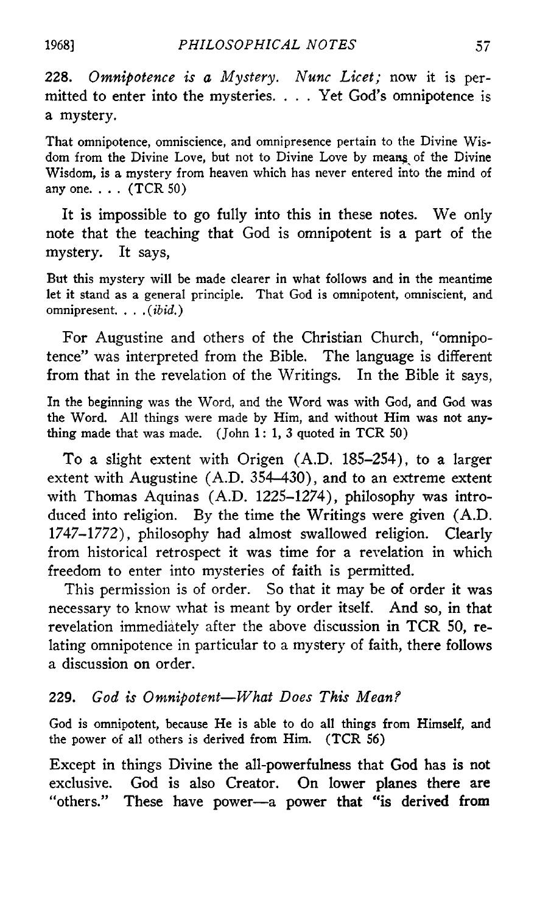228. *Omnipotence is a Mystery. Nunc Licet;* now it is permitted to enter into the mysteries. . . . Yet God's omnipotence is a mystery.

> That omnipotence, omniscience, and omnipresence pertain to the Divine Wisdom from the Divine Love, but not to Divine Love by means of the Divine Wisdom, is a mystery from heaven which has never entered into the mind of any one. . . . (TCR 50)

It is impossible to go fully into this in these notes. We only note that the teaching that God is omnipotent is a part of the mystery. It says,

> But this mystery will be made clearer in what follows and in the meantime let it stand as a general principle. That God is omnipotent, omniscient, and omnipresent. . . . (*ibid.*)

For Augustine and others of the Christian Church, "omnipotence" was interpreted from the Bible. The language is different from that in the revelation of the Writings. In the Bible it says,

> In the beginning was the Word, and the Word was with God, and God was the Word. All things were made by Him, and without Him was not anything made that was made. (John 1: 1, 3 quoted in TCR 50)

To a slight extent with Origen (A.D. 185–254), to a larger extent with Augustine (A.D. 354–430), and to an extreme extent with Thomas Aquinas (A.D. 1225–1274), philosophy was introduced into religion. By the time the Writings were given (A.D. 1747–1772), philosophy had almost swallowed religion. Clearly from historical retrospect it was time for a revelation in which freedom to enter into mysteries of faith is permitted.

This permission is of order. So that it may be of order it was necessary to know what is meant by order itself. And so, in that revelation immediately after the above discussion in TCR 50, relating omnipotence in particular to a mystery of faith, there follows a discussion on order.

229. *God is Omnipotent—What Does This Mean?*

> God is omnipotent, because He is able to do all things from Himself, and the power of all others is derived from Him. (TCR 56)

Except in things Divine the all-powerfulness that God has is not exclusive. God is also Creator. On lower planes there are "others." These have power—a power that "is derived from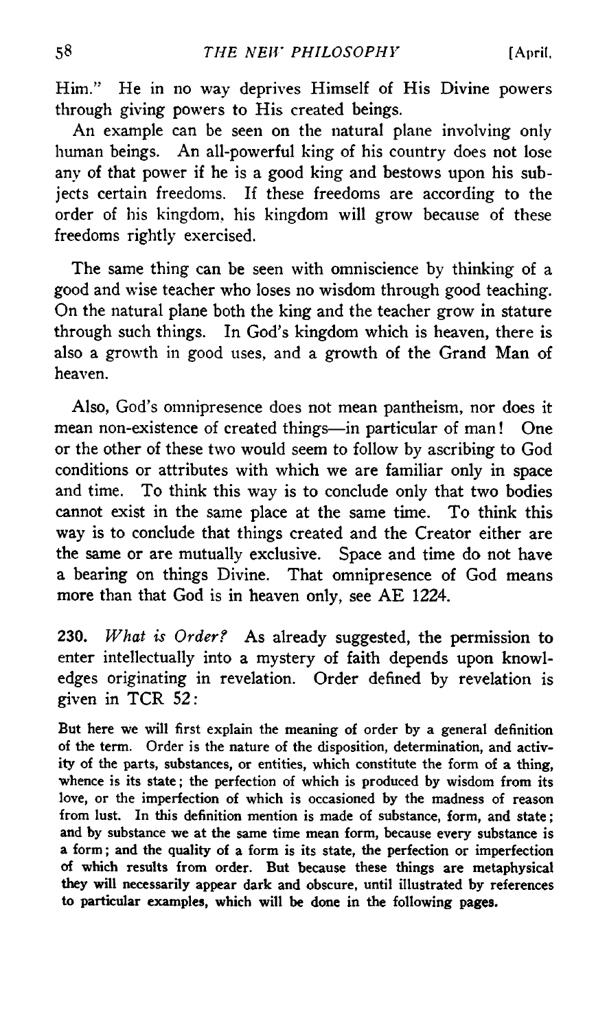Him." He in no way deprives Himself of His Divine powers through giving powers to His created beings.

An example can be seen on the natural plane involving only human beings. An all-powerful king of his country does not lose any of that power if he is a good king and bestows upon his subjects certain freedoms. If these freedoms are according to the order of his kingdom, his kingdom will grow because of these freedoms rightly exercised.

The same thing can be seen with omniscience by thinking of a good and wise teacher who loses no wisdom through good teaching. On the natural plane both the king and the teacher grow in stature through such things. In God's kingdom which is heaven, there is also a growth in good uses, and a growth of the Grand Man of heaven.

Also, God's omnipresence does not mean pantheism, nor does it mean non-existence of created things—in particular of man! One or the other of these two would seem to follow by ascribing to God conditions or attributes with which we are familiar only in space and time. To think this way is to conclude only that two bodies cannot exist in the same place at the same time. To think this way is to conclude that things created and the Creator either are the same or are mutually exclusive. Space and time do not have a bearing on things Divine. That omnipresence of God means more than that God is in heaven only, see AE 1224.

**230.** *What is Order?* As already suggested, the permission to enter intellectually into a mystery of faith depends upon knowledges originating in revelation. Order defined by revelation is given in TCR 52:

> But here we will first explain the meaning of order by a general definition of the term. Order is the nature of the disposition, determination, and activity of the parts, substances, or entities, which constitute the form of a thing, whence is its state; the perfection of which is produced by wisdom from its love, or the imperfection of which is occasioned by the madness of reason from lust. In this definition mention is made of substance, form, and state; and by substance we at the same time mean form, because every substance is a form; and the quality of a form is its state, the perfection or imperfection of which results from order. But because these things are metaphysical they will necessarily appear dark and obscure, until illustrated by references to particular examples, which will be done in the following pages.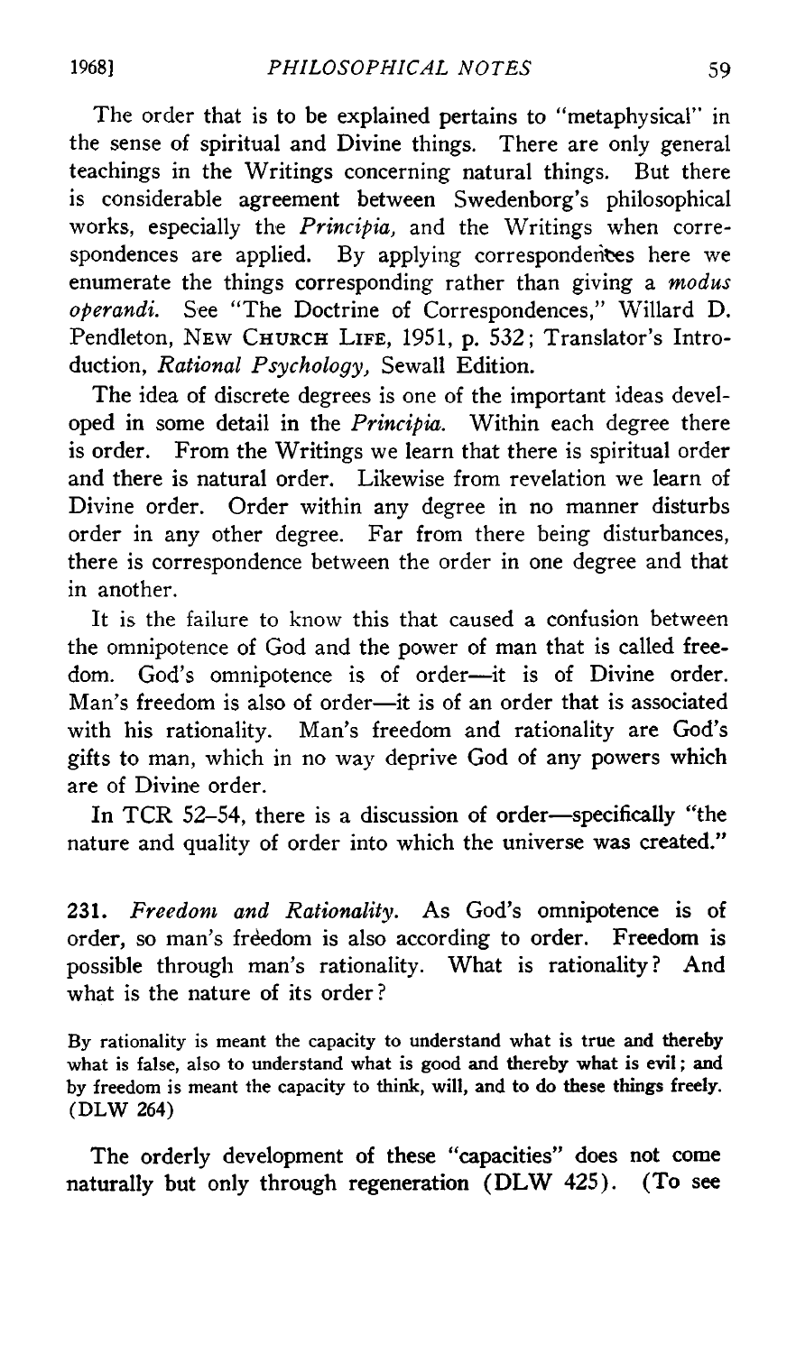The order that is to be explained pertains to "metaphysical" in the sense of spiritual and Divine things. There are only general teachings in the Writings concerning natural things. But there is considerable agreement between Swedenborg's philosophical works, especially the *Principia,* and the Writings when correspondences are applied. By applying correspondences here we enumerate the things corresponding rather than giving a *modus operandi.* See "The Doctrine of Correspondences," Willard D. Pendleton, NEW CHURCH LIFE, 1951, p. 532; Translator's Introduction, *Rational Psychology,* Sewall Edition.

The idea of discrete degrees is one of the important ideas developed in some detail in the *Principia.* Within each degree there is order. From the Writings we learn that there is spiritual order and there is natural order. Likewise from revelation we learn of Divine order. Order within any degree in no manner disturbs order in any other degree. Far from there being disturbances, there is correspondence between the order in one degree and that in another.

It is the failure to know this that caused a confusion between the omnipotence of God and the power of man that is called freedom. God's omnipotence is of order—it is of Divine order. Man's freedom is also of order—it is of an order that is associated with his rationality. Man's freedom and rationality are God's gifts to man, which in no way deprive God of any powers which are of Divine order.

In TCR 52–54, there is a discussion of order—specifically "the nature and quality of order into which the universe was created."

**231.** *Freedom and Rationality.* As God's omnipotence is of order, so man's freedom is also according to order. Freedom is possible through man's rationality. What is rationality? And what is the nature of its order?

> By rationality is meant the capacity to understand what is true and thereby what is false, also to understand what is good and thereby what is evil; and by freedom is meant the capacity to think, will, and to do these things freely. (DLW 264)

The orderly development of these "capacities" does not come naturally but only through regeneration (DLW 425). (To see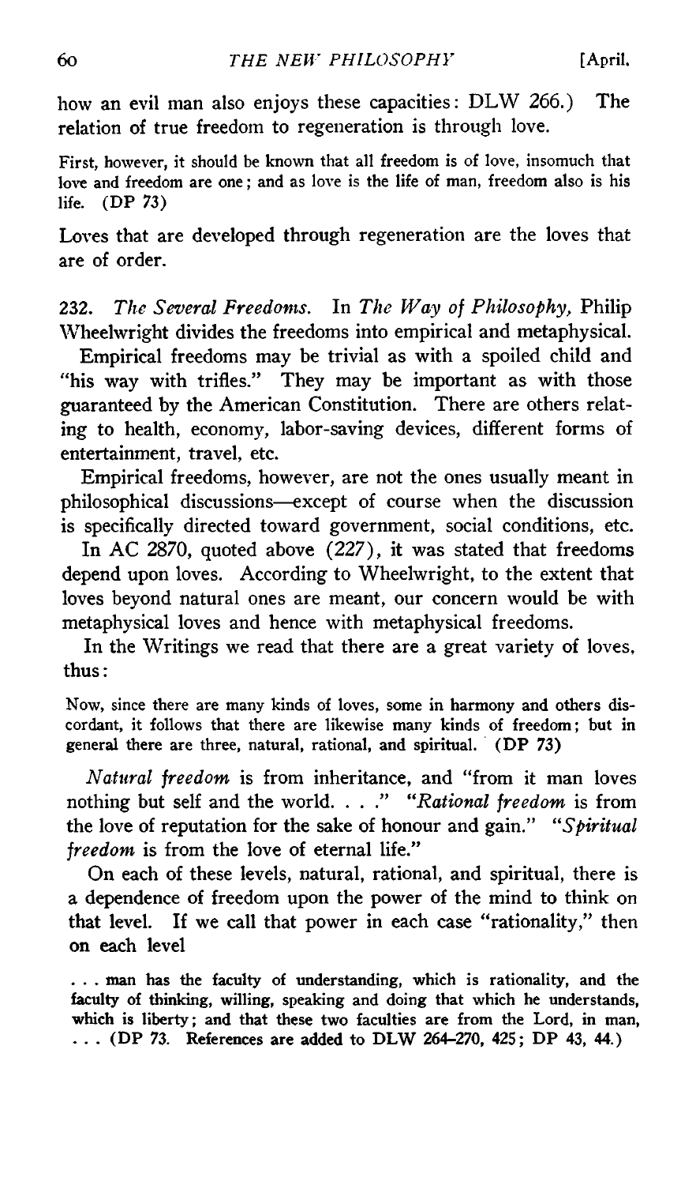how an evil man also enjoys these capacities: DLW 266.) The relation of true freedom to regeneration is through love.

> First, however, it should be known that all freedom is of love, insomuch that love and freedom are one; and as love is the life of man, freedom also is his life. (DP 73)

Loves that are developed through regeneration are the loves that are of order.

232. *The Several Freedoms.* In *The Way of Philosophy,* Philip Wheelwright divides the freedoms into empirical and metaphysical.

Empirical freedoms may be trivial as with a spoiled child and "his way with trifles." They may be important as with those guaranteed by the American Constitution. There are others relating to health, economy, labor-saving devices, different forms of entertainment, travel, etc.

Empirical freedoms, however, are not the ones usually meant in philosophical discussions—except of course when the discussion is specifically directed toward government, social conditions, etc.

In AC 2870, quoted above (227), it was stated that freedoms depend upon loves. According to Wheelwright, to the extent that loves beyond natural ones are meant, our concern would be with metaphysical loves and hence with metaphysical freedoms.

In the Writings we read that there are a great variety of loves, thus:

> Now, since there are many kinds of loves, some in harmony and others discordant, it follows that there are likewise many kinds of freedom; but in general there are three, natural, rational, and spiritual. (DP 73)

*Natural freedom* is from inheritance, and "from it man loves nothing but self and the world. . . ." "*Rational freedom* is from the love of reputation for the sake of honour and gain." "*Spiritual freedom* is from the love of eternal life."

On each of these levels, natural, rational, and spiritual, there is a dependence of freedom upon the power of the mind to think on that level. If we call that power in each case "rationality," then on each level

> . . . man has the faculty of understanding, which is rationality, and the faculty of thinking, willing, speaking and doing that which he understands, which is liberty; and that these two faculties are from the Lord, in man, . . . (DP 73. References are added to DLW 264–270, 425; DP 43, 44.)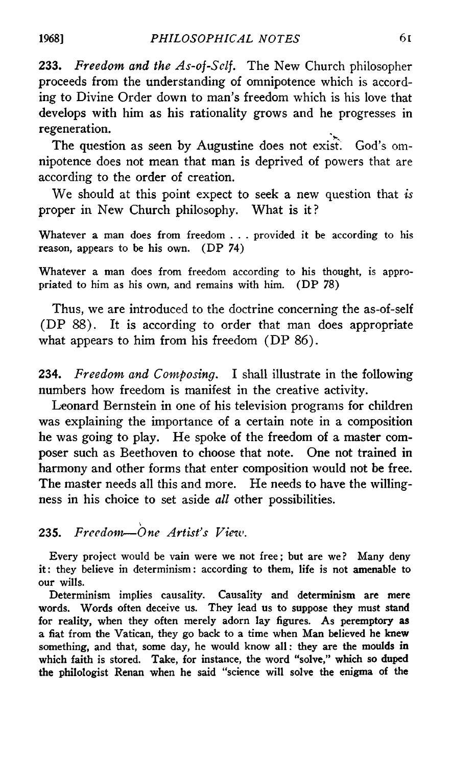**233.** *Freedom and the As-of-Self.* The New Church philosopher proceeds from the understanding of omnipotence which is according to Divine Order down to man's freedom which is his love that develops with him as his rationality grows and he progresses in regeneration.

The question as seen by Augustine does not exist. God's omnipotence does not mean that man is deprived of powers that are according to the order of creation.

We should at this point expect to seek a new question that *is* proper in New Church philosophy. What is it?

> Whatever a man does from freedom . . . provided it be according to his reason, appears to be his own. (DP 74)

> Whatever a man does from freedom according to his thought, is appropriated to him as his own, and remains with him. (DP 78)

Thus, we are introduced to the doctrine concerning the as-of-self (DP 88). It is according to order that man does appropriate what appears to him from his freedom (DP 86).

**234.** *Freedom and Composing.* I shall illustrate in the following numbers how freedom is manifest in the creative activity.

Leonard Bernstein in one of his television programs for children was explaining the importance of a certain note in a composition he was going to play. He spoke of the freedom of a master composer such as Beethoven to choose that note. One not trained in harmony and other forms that enter composition would not be free. The master needs all this and more. He needs to have the willingness in his choice to set aside *all* other possibilities.

**235.** *Freedom—One Artist's View.*

> Every project would be vain were we not free; but are we? Many deny it: they believe in determinism: according to them, life is not amenable to our wills.
>
> Determinism implies causality. Causality and determinism are mere words. Words often deceive us. They lead us to suppose they must stand for reality, when they often merely adorn lay figures. As peremptory as a fiat from the Vatican, they go back to a time when Man believed he knew something, and that, some day, he would know all: they are the moulds in which faith is stored. Take, for instance, the word "solve," which so duped the philologist Renan when he said "science will solve the enigma of the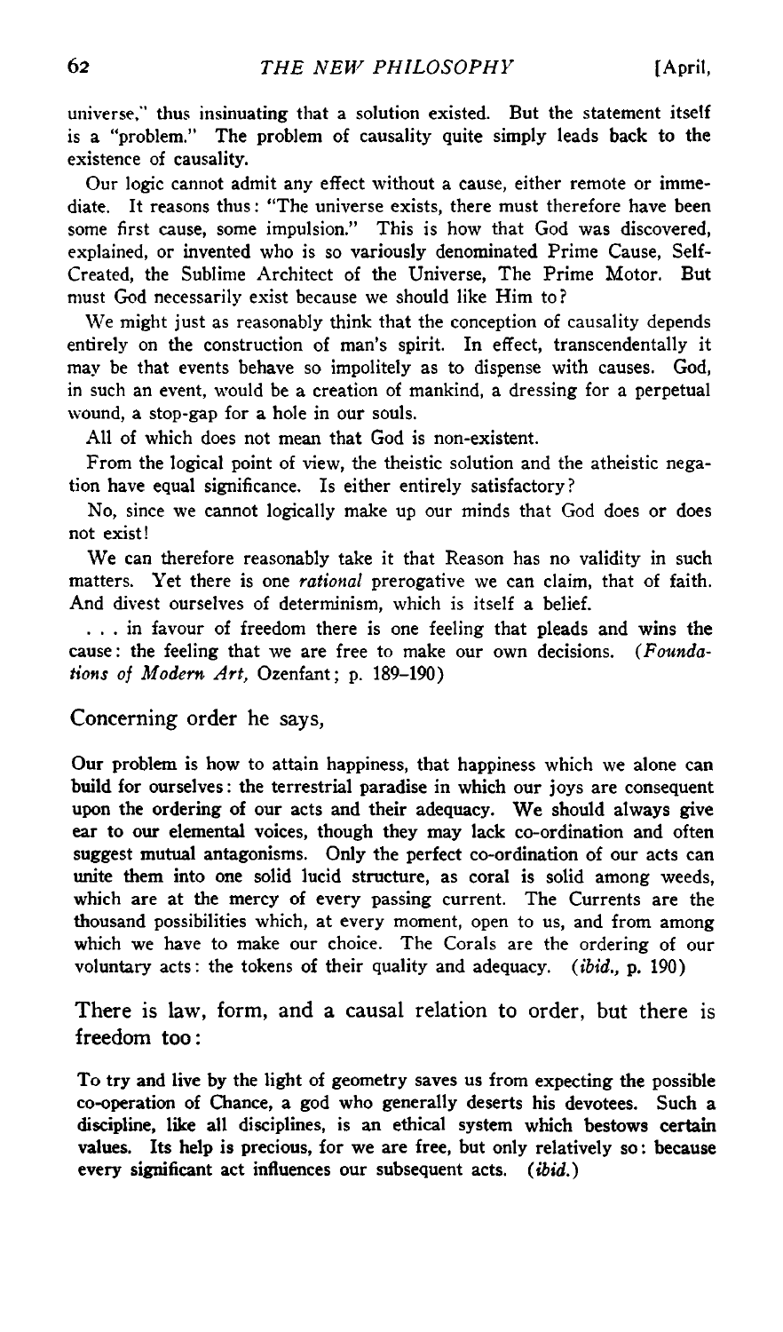universe," thus insinuating that a solution existed. But the statement itself is a "problem." The problem of causality quite simply leads back to the existence of causality.

Our logic cannot admit any effect without a cause, either remote or immediate. It reasons thus: "The universe exists, there must therefore have been some first cause, some impulsion." This is how that God was discovered, explained, or invented who is so variously denominated Prime Cause, Self-Created, the Sublime Architect of the Universe, The Prime Motor. But must God necessarily exist because we should like Him to?

We might just as reasonably think that the conception of causality depends entirely on the construction of man's spirit. In effect, transcendentally it may be that events behave so impolitely as to dispense with causes. God, in such an event, would be a creation of mankind, a dressing for a perpetual wound, a stop-gap for a hole in our souls.

All of which does not mean that God is non-existent.

From the logical point of view, the theistic solution and the atheistic negation have equal significance. Is either entirely satisfactory?

No, since we cannot logically make up our minds that God does or does not exist!

We can therefore reasonably take it that Reason has no validity in such matters. Yet there is one *rational* prerogative we can claim, that of faith. And divest ourselves of determinism, which is itself a belief.

. . . in favour of freedom there is one feeling that pleads and wins the cause: the feeling that we are free to make our own decisions. (*Foundations of Modern Art,* Ozenfant; p. 189–190)

Concerning order he says,

Our problem is how to attain happiness, that happiness which we alone can build for ourselves: the terrestrial paradise in which our joys are consequent upon the ordering of our acts and their adequacy. We should always give ear to our elemental voices, though they may lack co-ordination and often suggest mutual antagonisms. Only the perfect co-ordination of our acts can unite them into one solid lucid structure, as coral is solid among weeds, which are at the mercy of every passing current. The Currents are the thousand possibilities which, at every moment, open to us, and from among which we have to make our choice. The Corals are the ordering of our voluntary acts: the tokens of their quality and adequacy. (*ibid.,* p. 190)

There is law, form, and a causal relation to order, but there is freedom too:

To try and live by the light of geometry saves us from expecting the possible co-operation of Chance, a god who generally deserts his devotees. Such a discipline, like all disciplines, is an ethical system which bestows certain values. Its help is precious, for we are free, but only relatively so: because every significant act influences our subsequent acts. (*ibid.*)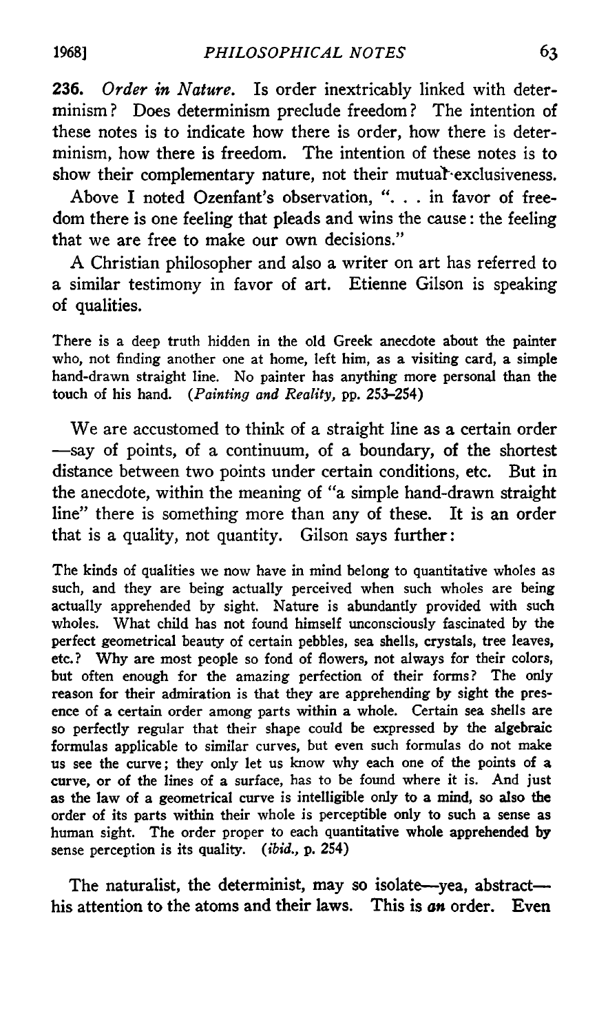**236.** *Order in Nature.* Is order inextricably linked with determinism? Does determinism preclude freedom? The intention of these notes is to indicate how there is order, how there is determinism, how there is freedom. The intention of these notes is to show their complementary nature, not their mutual exclusiveness.

Above I noted Ozenfant's observation, ". . . in favor of freedom there is one feeling that pleads and wins the cause: the feeling that we are free to make our own decisions."

A Christian philosopher and also a writer on art has referred to a similar testimony in favor of art. Etienne Gilson is speaking of qualities.

> There is a deep truth hidden in the old Greek anecdote about the painter who, not finding another one at home, left him, as a visiting card, a simple hand-drawn straight line. No painter has anything more personal than the touch of his hand. (*Painting and Reality,* pp. 253–254)

We are accustomed to think of a straight line as a certain order—say of points, of a continuum, of a boundary, of the shortest distance between two points under certain conditions, etc. But in the anecdote, within the meaning of "a simple hand-drawn straight line" there is something more than any of these. It is an order that is a quality, not quantity. Gilson says further:

> The kinds of qualities we now have in mind belong to quantitative wholes as such, and they are being actually perceived when such wholes are being actually apprehended by sight. Nature is abundantly provided with such wholes. What child has not found himself unconsciously fascinated by the perfect geometrical beauty of certain pebbles, sea shells, crystals, tree leaves, etc.? Why are most people so fond of flowers, not always for their colors, but often enough for the amazing perfection of their forms? The only reason for their admiration is that they are apprehending by sight the presence of a certain order among parts within a whole. Certain sea shells are so perfectly regular that their shape could be expressed by the algebraic formulas applicable to similar curves, but even such formulas do not make us see the curve; they only let us know why each one of the points of a curve, or of the lines of a surface, has to be found where it is. And just as the law of a geometrical curve is intelligible only to a mind, so also the order of its parts within their whole is perceptible only to such a sense as human sight. The order proper to each quantitative whole apprehended by sense perception is its quality. (*ibid.,* p. 254)

The naturalist, the determinist, may so isolate—yea, abstract—his attention to the atoms and their laws. This is ***an*** order. Even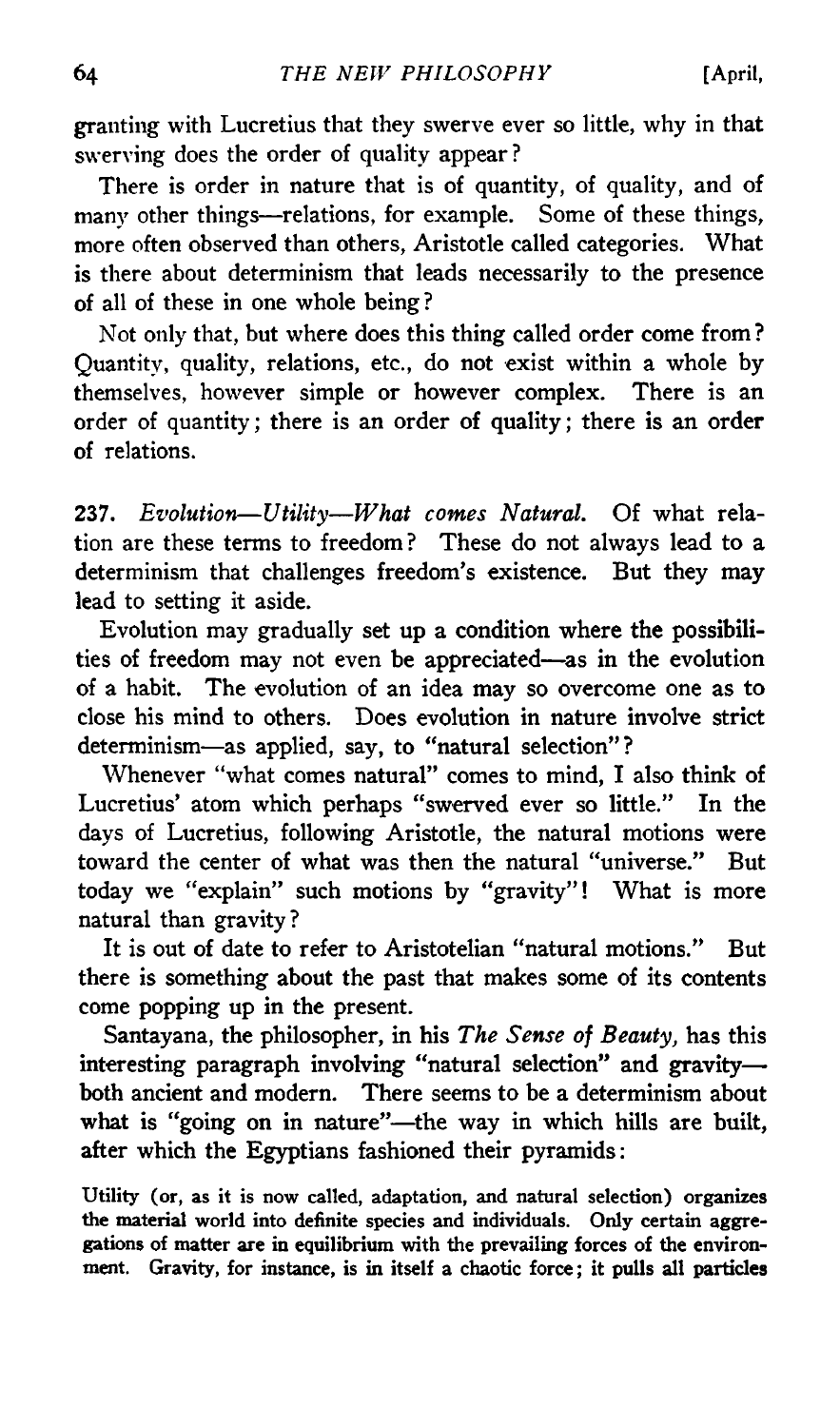granting with Lucretius that they swerve ever so little, why in that swerving does the order of quality appear?

There is order in nature that is of quantity, of quality, and of many other things—relations, for example. Some of these things, more often observed than others, Aristotle called categories. What is there about determinism that leads necessarily to the presence of all of these in one whole being?

Not only that, but where does this thing called order come from? Quantity, quality, relations, etc., do not exist within a whole by themselves, however simple or however complex. There is an order of quantity; there is an order of quality; there is an order of relations.

237. *Evolution—Utility—What comes Natural.* Of what relation are these terms to freedom? These do not always lead to a determinism that challenges freedom's existence. But they may lead to setting it aside.

Evolution may gradually set up a condition where the possibilities of freedom may not even be appreciated—as in the evolution of a habit. The evolution of an idea may so overcome one as to close his mind to others. Does evolution in nature involve strict determinism—as applied, say, to "natural selection"?

Whenever "what comes natural" comes to mind, I also think of Lucretius' atom which perhaps "swerved ever so little." In the days of Lucretius, following Aristotle, the natural motions were toward the center of what was then the natural "universe." But today we "explain" such motions by "gravity"! What is more natural than gravity?

It is out of date to refer to Aristotelian "natural motions." But there is something about the past that makes some of its contents come popping up in the present.

Santayana, the philosopher, in his *The Sense of Beauty*, has this interesting paragraph involving "natural selection" and gravity—both ancient and modern. There seems to be a determinism about what is "going on in nature"—the way in which hills are built, after which the Egyptians fashioned their pyramids:

> Utility (or, as it is now called, adaptation, and natural selection) organizes the material world into definite species and individuals. Only certain aggregations of matter are in equilibrium with the prevailing forces of the environment. Gravity, for instance, is in itself a chaotic force; it pulls all particles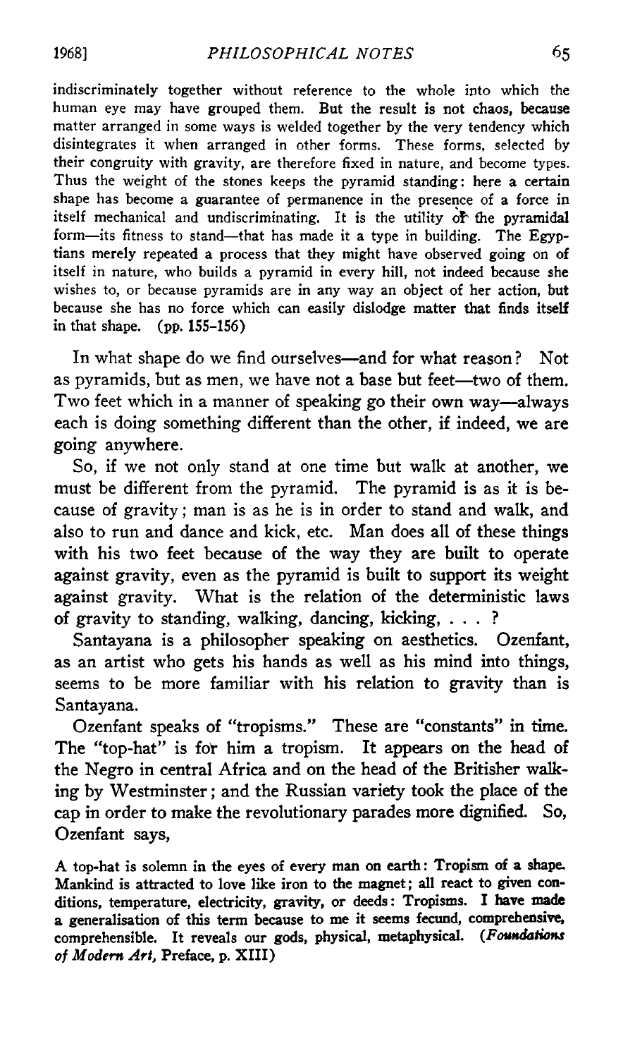indiscriminately together without reference to the whole into which the human eye may have grouped them. But the result is not chaos, because matter arranged in some ways is welded together by the very tendency which disintegrates it when arranged in other forms. These forms, selected by their congruity with gravity, are therefore fixed in nature, and become types. Thus the weight of the stones keeps the pyramid standing: here a certain shape has become a guarantee of permanence in the presence of a force in itself mechanical and undiscriminating. It is the utility of the pyramidal form—its fitness to stand—that has made it a type in building. The Egyptians merely repeated a process that they might have observed going on of itself in nature, who builds a pyramid in every hill, not indeed because she wishes to, or because pyramids are in any way an object of her action, but because she has no force which can easily dislodge matter that finds itself in that shape. (pp. 155–156)

In what shape do we find ourselves—and for what reason? Not as pyramids, but as men, we have not a base but feet—two of them. Two feet which in a manner of speaking go their own way—always each is doing something different than the other, if indeed, we are going anywhere.

So, if we not only stand at one time but walk at another, we must be different from the pyramid. The pyramid is as it is because of gravity; man is as he is in order to stand and walk, and also to run and dance and kick, etc. Man does all of these things with his two feet because of the way they are built to operate against gravity, even as the pyramid is built to support its weight against gravity. What is the relation of the deterministic laws of gravity to standing, walking, dancing, kicking, . . . ?

Santayana is a philosopher speaking on aesthetics. Ozenfant, as an artist who gets his hands as well as his mind into things, seems to be more familiar with his relation to gravity than is Santayana.

Ozenfant speaks of "tropisms." These are "constants" in time. The "top-hat" is for him a tropism. It appears on the head of the Negro in central Africa and on the head of the Britisher walking by Westminster; and the Russian variety took the place of the cap in order to make the revolutionary parades more dignified. So, Ozenfant says,

A top-hat is solemn in the eyes of every man on earth: Tropism of a shape. Mankind is attracted to love like iron to the magnet; all react to given conditions, temperature, electricity, gravity, or deeds: Tropisms. I have made a generalisation of this term because to me it seems fecund, comprehensive, comprehensible. It reveals our gods, physical, metaphysical. (*Foundations of Modern Art*, Preface, p. XIII)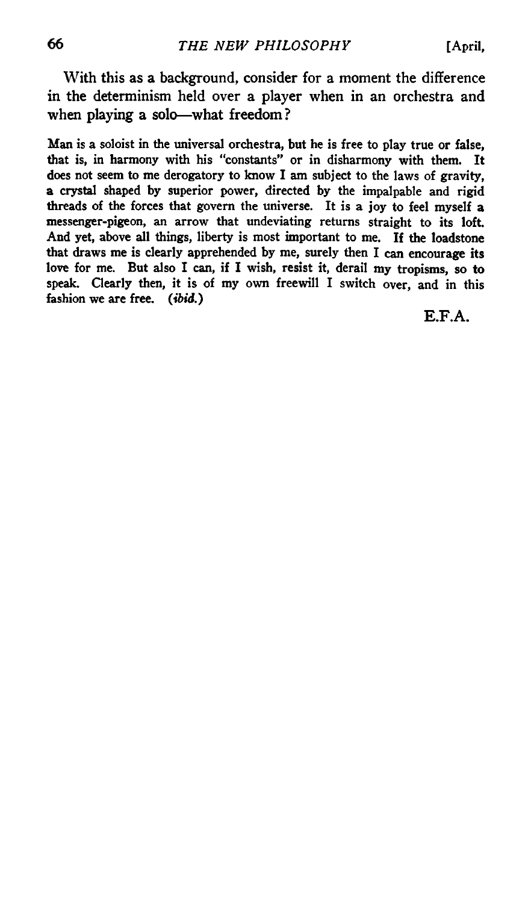With this as a background, consider for a moment the difference in the determinism held over a player when in an orchestra and when playing a solo—what freedom?

> Man is a soloist in the universal orchestra, but he is free to play true or false, that is, in harmony with his "constants" or in disharmony with them. It does not seem to me derogatory to know I am subject to the laws of gravity, a crystal shaped by superior power, directed by the impalpable and rigid threads of the forces that govern the universe. It is a joy to feel myself a messenger-pigeon, an arrow that undeviating returns straight to its loft. And yet, above all things, liberty is most important to me. If the loadstone that draws me is clearly apprehended by me, surely then I can encourage its love for me. But also I can, if I wish, resist it, derail my tropisms, so to speak. Clearly then, it is of my own freewill I switch over, and in this fashion we are free. (*ibid.*)

E.F.A.